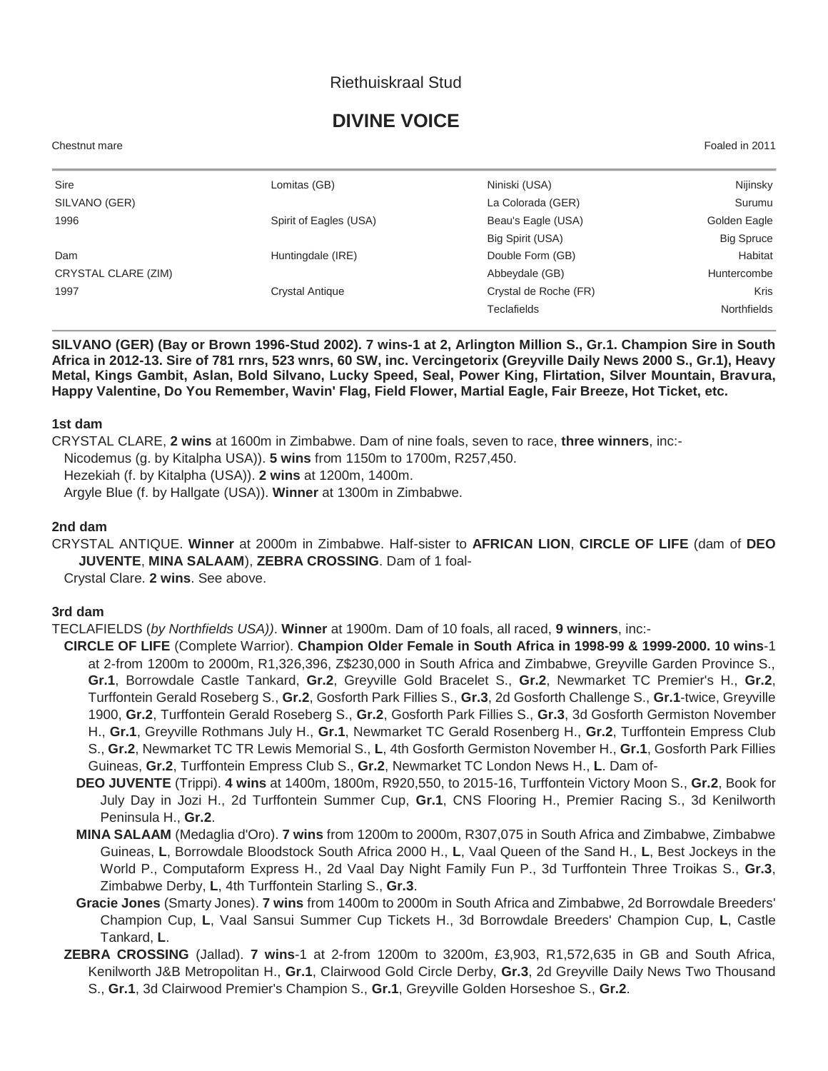Riethuiskraal Stud

# DIVINE VOICE

Chestnut mare — Foaled in 2011

| | | | |
|---|---|---|---|
| Sire | Lomitas (GB) | Niniski (USA) | Nijinsky |
| SILVANO (GER) | | La Colorada (GER) | Surumu |
| 1996 | Spirit of Eagles (USA) | Beau's Eagle (USA) | Golden Eagle |
| | | Big Spirit (USA) | Big Spruce |
| Dam | Huntingdale (IRE) | Double Form (GB) | Habitat |
| CRYSTAL CLARE (ZIM) | | Abbeydale (GB) | Huntercombe |
| 1997 | Crystal Antique | Crystal de Roche (FR) | Kris |
| | | Teclafields | Northfields |

**SILVANO (GER) (Bay or Brown 1996-Stud 2002). 7 wins-1 at 2, Arlington Million S., Gr.1. Champion Sire in South Africa in 2012-13. Sire of 781 rnrs, 523 wnrs, 60 SW, inc. Vercingetorix (Greyville Daily News 2000 S., Gr.1), Heavy Metal, Kings Gambit, Aslan, Bold Silvano, Lucky Speed, Seal, Power King, Flirtation, Silver Mountain, Bravura, Happy Valentine, Do You Remember, Wavin' Flag, Field Flower, Martial Eagle, Fair Breeze, Hot Ticket, etc.**

### 1st dam

CRYSTAL CLARE, **2 wins** at 1600m in Zimbabwe. Dam of nine foals, seven to race, **three winners**, inc:-

Nicodemus (g. by Kitalpha USA)). **5 wins** from 1150m to 1700m, R257,450.

Hezekiah (f. by Kitalpha (USA)). **2 wins** at 1200m, 1400m.

Argyle Blue (f. by Hallgate (USA)). **Winner** at 1300m in Zimbabwe.

### 2nd dam

CRYSTAL ANTIQUE. **Winner** at 2000m in Zimbabwe. Half-sister to **AFRICAN LION**, **CIRCLE OF LIFE** (dam of **DEO JUVENTE**, **MINA SALAAM**), **ZEBRA CROSSING**. Dam of 1 foal-

Crystal Clare. **2 wins**. See above.

### 3rd dam

TECLAFIELDS (*by Northfields USA))*. **Winner** at 1900m. Dam of 10 foals, all raced, **9 winners**, inc:-

**CIRCLE OF LIFE** (Complete Warrior). **Champion Older Female in South Africa in 1998-99 & 1999-2000. 10 wins**-1 at 2-from 1200m to 2000m, R1,326,396, Z$230,000 in South Africa and Zimbabwe, Greyville Garden Province S., **Gr.1**, Borrowdale Castle Tankard, **Gr.2**, Greyville Gold Bracelet S., **Gr.2**, Newmarket TC Premier's H., **Gr.2**, Turffontein Gerald Roseberg S., **Gr.2**, Gosforth Park Fillies S., **Gr.3**, 2d Gosforth Challenge S., **Gr.1**-twice, Greyville 1900, **Gr.2**, Turffontein Gerald Roseberg S., **Gr.2**, Gosforth Park Fillies S., **Gr.3**, 3d Gosforth Germiston November H., **Gr.1**, Greyville Rothmans July H., **Gr.1**, Newmarket TC Gerald Rosenberg H., **Gr.2**, Turffontein Empress Club S., **Gr.2**, Newmarket TC TR Lewis Memorial S., **L**, 4th Gosforth Germiston November H., **Gr.1**, Gosforth Park Fillies Guineas, **Gr.2**, Turffontein Empress Club S., **Gr.2**, Newmarket TC London News H., **L**. Dam of-

**DEO JUVENTE** (Trippi). **4 wins** at 1400m, 1800m, R920,550, to 2015-16, Turffontein Victory Moon S., **Gr.2**, Book for July Day in Jozi H., 2d Turffontein Summer Cup, **Gr.1**, CNS Flooring H., Premier Racing S., 3d Kenilworth Peninsula H., **Gr.2**.

**MINA SALAAM** (Medaglia d'Oro). **7 wins** from 1200m to 2000m, R307,075 in South Africa and Zimbabwe, Zimbabwe Guineas, **L**, Borrowdale Bloodstock South Africa 2000 H., **L**, Vaal Queen of the Sand H., **L**, Best Jockeys in the World P., Computaform Express H., 2d Vaal Day Night Family Fun P., 3d Turffontein Three Troikas S., **Gr.3**, Zimbabwe Derby, **L**, 4th Turffontein Starling S., **Gr.3**.

**Gracie Jones** (Smarty Jones). **7 wins** from 1400m to 2000m in South Africa and Zimbabwe, 2d Borrowdale Breeders' Champion Cup, **L**, Vaal Sansui Summer Cup Tickets H., 3d Borrowdale Breeders' Champion Cup, **L**, Castle Tankard, **L**.

**ZEBRA CROSSING** (Jallad). **7 wins**-1 at 2-from 1200m to 3200m, £3,903, R1,572,635 in GB and South Africa, Kenilworth J&B Metropolitan H., **Gr.1**, Clairwood Gold Circle Derby, **Gr.3**, 2d Greyville Daily News Two Thousand S., **Gr.1**, 3d Clairwood Premier's Champion S., **Gr.1**, Greyville Golden Horseshoe S., **Gr.2**.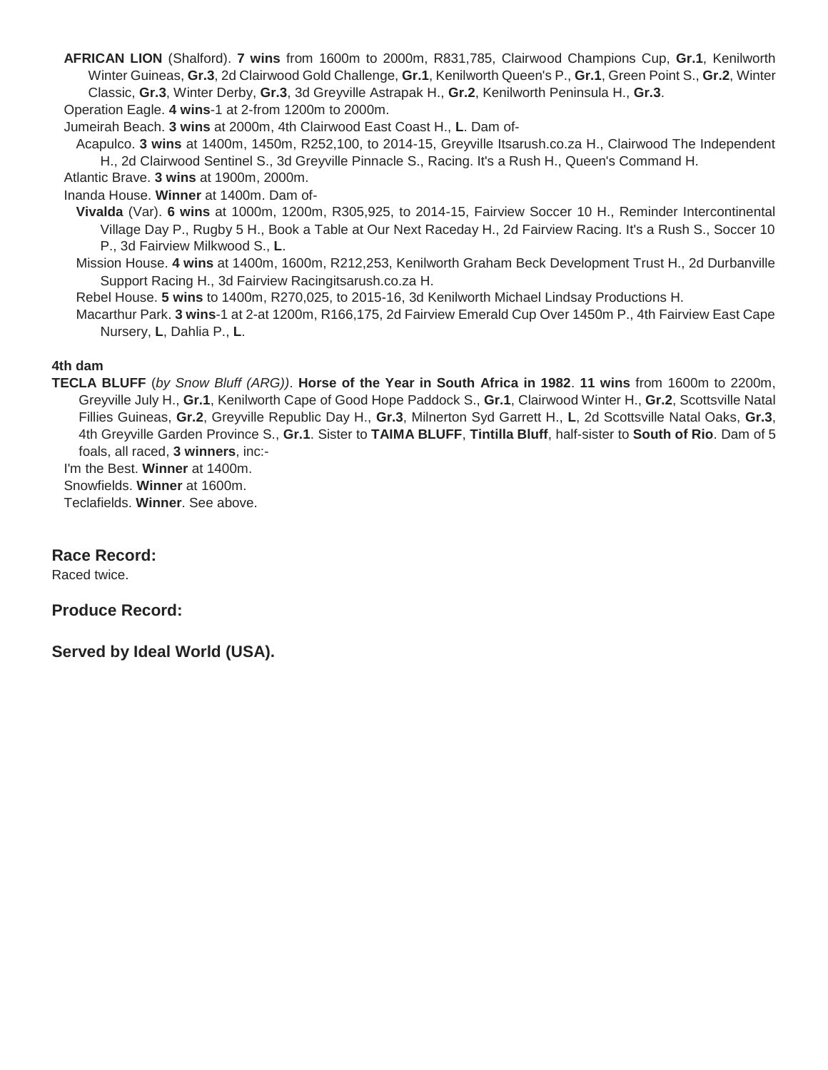**AFRICAN LION** (Shalford). **7 wins** from 1600m to 2000m, R831,785, Clairwood Champions Cup, **Gr.1**, Kenilworth Winter Guineas, **Gr.3**, 2d Clairwood Gold Challenge, **Gr.1**, Kenilworth Queen's P., **Gr.1**, Green Point S., **Gr.2**, Winter Classic, **Gr.3**, Winter Derby, **Gr.3**, 3d Greyville Astrapak H., **Gr.2**, Kenilworth Peninsula H., **Gr.3**.

Operation Eagle. **4 wins**-1 at 2-from 1200m to 2000m.

Jumeirah Beach. **3 wins** at 2000m, 4th Clairwood East Coast H., **L**. Dam of-

Acapulco. **3 wins** at 1400m, 1450m, R252,100, to 2014-15, Greyville Itsarush.co.za H., Clairwood The Independent H., 2d Clairwood Sentinel S., 3d Greyville Pinnacle S., Racing. It's a Rush H., Queen's Command H.

Atlantic Brave. **3 wins** at 1900m, 2000m.

Inanda House. **Winner** at 1400m. Dam of-

**Vivalda** (Var). **6 wins** at 1000m, 1200m, R305,925, to 2014-15, Fairview Soccer 10 H., Reminder Intercontinental Village Day P., Rugby 5 H., Book a Table at Our Next Raceday H., 2d Fairview Racing. It's a Rush S., Soccer 10 P., 3d Fairview Milkwood S., **L**.

Mission House. **4 wins** at 1400m, 1600m, R212,253, Kenilworth Graham Beck Development Trust H., 2d Durbanville Support Racing H., 3d Fairview Racingitsarush.co.za H.

Rebel House. **5 wins** to 1400m, R270,025, to 2015-16, 3d Kenilworth Michael Lindsay Productions H.

Macarthur Park. **3 wins**-1 at 2-at 1200m, R166,175, 2d Fairview Emerald Cup Over 1450m P., 4th Fairview East Cape Nursery, **L**, Dahlia P., **L**.

**4th dam**

**TECLA BLUFF** (*by Snow Bluff (ARG)*). **Horse of the Year in South Africa in 1982**. **11 wins** from 1600m to 2200m, Greyville July H., **Gr.1**, Kenilworth Cape of Good Hope Paddock S., **Gr.1**, Clairwood Winter H., **Gr.2**, Scottsville Natal Fillies Guineas, **Gr.2**, Greyville Republic Day H., **Gr.3**, Milnerton Syd Garrett H., **L**, 2d Scottsville Natal Oaks, **Gr.3**, 4th Greyville Garden Province S., **Gr.1**. Sister to **TAIMA BLUFF**, **Tintilla Bluff**, half-sister to **South of Rio**. Dam of 5 foals, all raced, **3 winners**, inc:-

I'm the Best. **Winner** at 1400m.

Snowfields. **Winner** at 1600m.

Teclafields. **Winner**. See above.

## Race Record:

Raced twice.

## Produce Record:

## Served by Ideal World (USA).